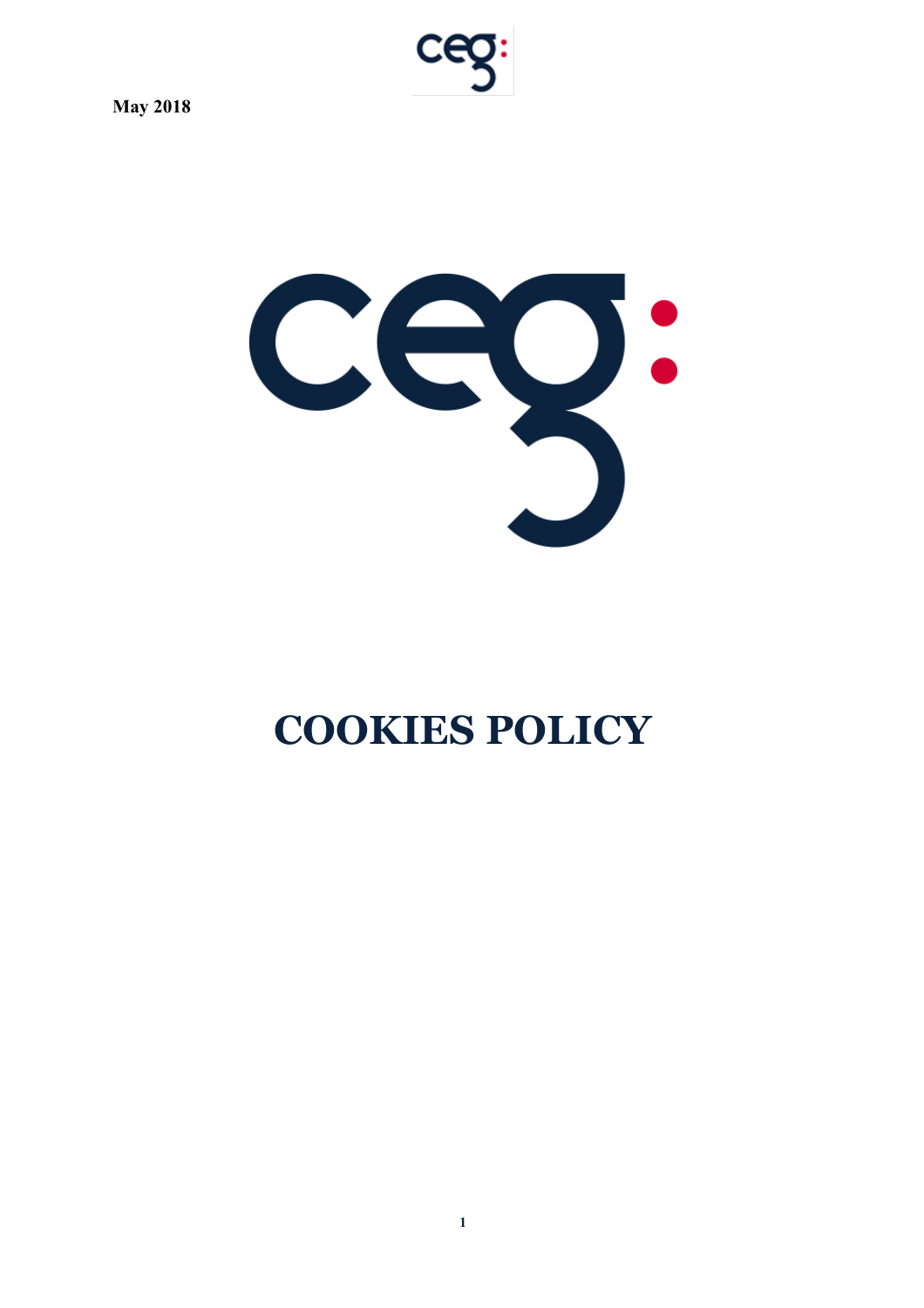**May 2018**

# COOKIES POLICY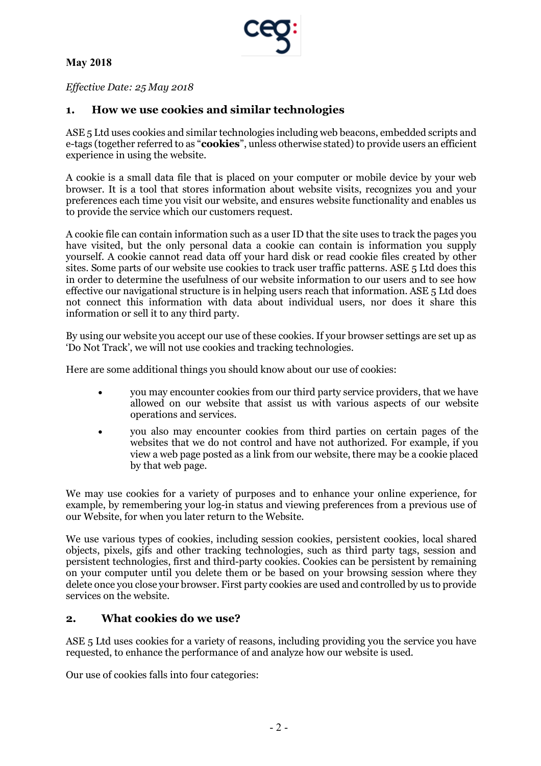**May 2018**

*Effective Date: 25 May 2018*

## 1. How we use cookies and similar technologies

ASE 5 Ltd uses cookies and similar technologies including web beacons, embedded scripts and e-tags (together referred to as "**cookies**", unless otherwise stated) to provide users an efficient experience in using the website.

A cookie is a small data file that is placed on your computer or mobile device by your web browser. It is a tool that stores information about website visits, recognizes you and your preferences each time you visit our website, and ensures website functionality and enables us to provide the service which our customers request.

A cookie file can contain information such as a user ID that the site uses to track the pages you have visited, but the only personal data a cookie can contain is information you supply yourself. A cookie cannot read data off your hard disk or read cookie files created by other sites. Some parts of our website use cookies to track user traffic patterns. ASE 5 Ltd does this in order to determine the usefulness of our website information to our users and to see how effective our navigational structure is in helping users reach that information. ASE 5 Ltd does not connect this information with data about individual users, nor does it share this information or sell it to any third party.

By using our website you accept our use of these cookies. If your browser settings are set up as 'Do Not Track', we will not use cookies and tracking technologies.

Here are some additional things you should know about our use of cookies:

- you may encounter cookies from our third party service providers, that we have allowed on our website that assist us with various aspects of our website operations and services.
- you also may encounter cookies from third parties on certain pages of the websites that we do not control and have not authorized. For example, if you view a web page posted as a link from our website, there may be a cookie placed by that web page.

We may use cookies for a variety of purposes and to enhance your online experience, for example, by remembering your log-in status and viewing preferences from a previous use of our Website, for when you later return to the Website.

We use various types of cookies, including session cookies, persistent cookies, local shared objects, pixels, gifs and other tracking technologies, such as third party tags, session and persistent technologies, first and third-party cookies. Cookies can be persistent by remaining on your computer until you delete them or be based on your browsing session where they delete once you close your browser. First party cookies are used and controlled by us to provide services on the website.

## 2. What cookies do we use?

ASE 5 Ltd uses cookies for a variety of reasons, including providing you the service you have requested, to enhance the performance of and analyze how our website is used.

Our use of cookies falls into four categories: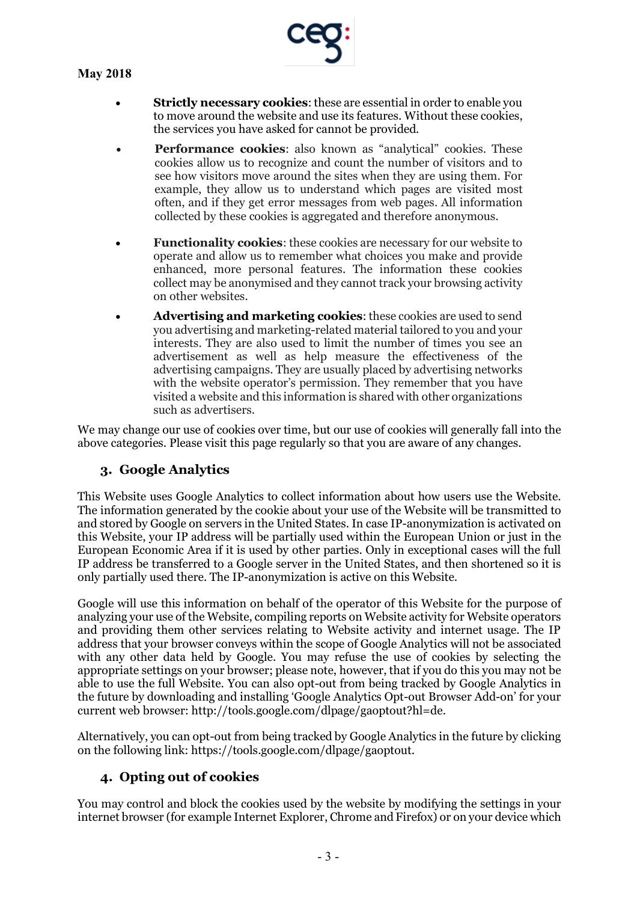- **Strictly necessary cookies**: these are essential in order to enable you to move around the website and use its features. Without these cookies, the services you have asked for cannot be provided.
- **Performance cookies**: also known as "analytical" cookies. These cookies allow us to recognize and count the number of visitors and to see how visitors move around the sites when they are using them. For example, they allow us to understand which pages are visited most often, and if they get error messages from web pages. All information collected by these cookies is aggregated and therefore anonymous.
- **Functionality cookies**: these cookies are necessary for our website to operate and allow us to remember what choices you make and provide enhanced, more personal features. The information these cookies collect may be anonymised and they cannot track your browsing activity on other websites.
- **Advertising and marketing cookies**: these cookies are used to send you advertising and marketing-related material tailored to you and your interests. They are also used to limit the number of times you see an advertisement as well as help measure the effectiveness of the advertising campaigns. They are usually placed by advertising networks with the website operator's permission. They remember that you have visited a website and this information is shared with other organizations such as advertisers.

We may change our use of cookies over time, but our use of cookies will generally fall into the above categories. Please visit this page regularly so that you are aware of any changes.

## 3. Google Analytics

This Website uses Google Analytics to collect information about how users use the Website. The information generated by the cookie about your use of the Website will be transmitted to and stored by Google on servers in the United States. In case IP-anonymization is activated on this Website, your IP address will be partially used within the European Union or just in the European Economic Area if it is used by other parties. Only in exceptional cases will the full IP address be transferred to a Google server in the United States, and then shortened so it is only partially used there. The IP-anonymization is active on this Website.

Google will use this information on behalf of the operator of this Website for the purpose of analyzing your use of the Website, compiling reports on Website activity for Website operators and providing them other services relating to Website activity and internet usage. The IP address that your browser conveys within the scope of Google Analytics will not be associated with any other data held by Google. You may refuse the use of cookies by selecting the appropriate settings on your browser; please note, however, that if you do this you may not be able to use the full Website. You can also opt-out from being tracked by Google Analytics in the future by downloading and installing 'Google Analytics Opt-out Browser Add-on' for your current web browser: http://tools.google.com/dlpage/gaoptout?hl=de.

Alternatively, you can opt-out from being tracked by Google Analytics in the future by clicking on the following link: https://tools.google.com/dlpage/gaoptout.

## 4. Opting out of cookies

You may control and block the cookies used by the website by modifying the settings in your internet browser (for example Internet Explorer, Chrome and Firefox) or on your device which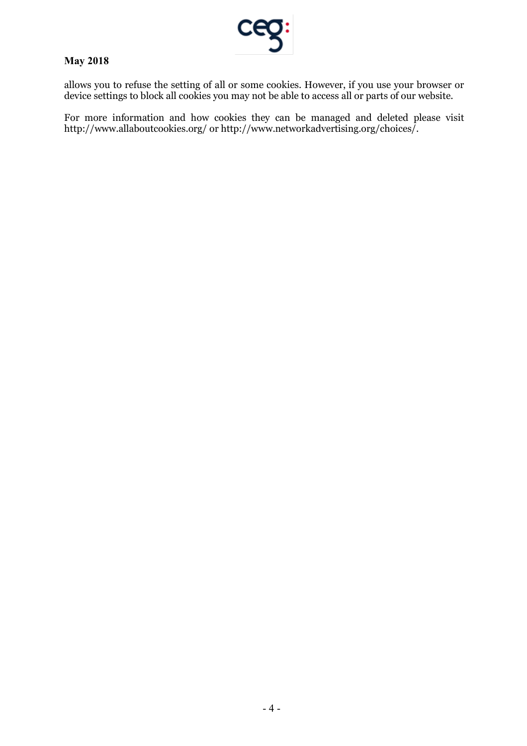allows you to refuse the setting of all or some cookies. However, if you use your browser or device settings to block all cookies you may not be able to access all or parts of our website.

For more information and how cookies they can be managed and deleted please visit http://www.allaboutcookies.org/ or http://www.networkadvertising.org/choices/.